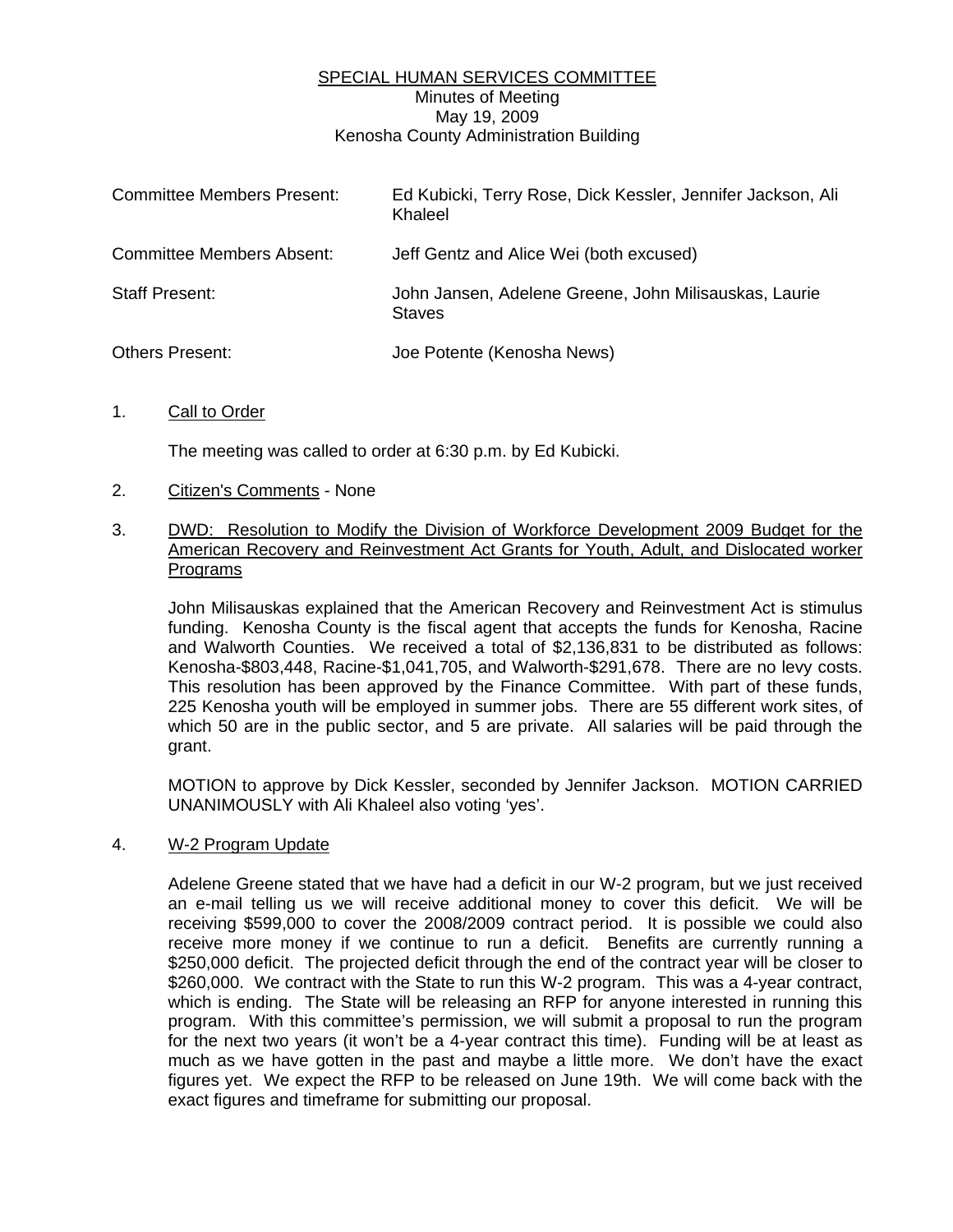# SPECIAL HUMAN SERVICES COMMITTEE

Minutes of Meeting
May 19, 2009
Kenosha County Administration Building

| | |
|---|---|
| Committee Members Present: | Ed Kubicki, Terry Rose, Dick Kessler, Jennifer Jackson, Ali Khaleel |
| Committee Members Absent: | Jeff Gentz and Alice Wei (both excused) |
| Staff Present: | John Jansen, Adelene Greene, John Milisauskas, Laurie Staves |
| Others Present: | Joe Potente (Kenosha News) |

1. Call to Order

   The meeting was called to order at 6:30 p.m. by Ed Kubicki.

2. Citizen's Comments - None

3. DWD: Resolution to Modify the Division of Workforce Development 2009 Budget for the American Recovery and Reinvestment Act Grants for Youth, Adult, and Dislocated worker Programs

   John Milisauskas explained that the American Recovery and Reinvestment Act is stimulus funding. Kenosha County is the fiscal agent that accepts the funds for Kenosha, Racine and Walworth Counties. We received a total of $2,136,831 to be distributed as follows: Kenosha-$803,448, Racine-$1,041,705, and Walworth-$291,678. There are no levy costs. This resolution has been approved by the Finance Committee. With part of these funds, 225 Kenosha youth will be employed in summer jobs. There are 55 different work sites, of which 50 are in the public sector, and 5 are private. All salaries will be paid through the grant.

   MOTION to approve by Dick Kessler, seconded by Jennifer Jackson. MOTION CARRIED UNANIMOUSLY with Ali Khaleel also voting 'yes'.

4. W-2 Program Update

   Adelene Greene stated that we have had a deficit in our W-2 program, but we just received an e-mail telling us we will receive additional money to cover this deficit. We will be receiving $599,000 to cover the 2008/2009 contract period. It is possible we could also receive more money if we continue to run a deficit. Benefits are currently running a $250,000 deficit. The projected deficit through the end of the contract year will be closer to $260,000. We contract with the State to run this W-2 program. This was a 4-year contract, which is ending. The State will be releasing an RFP for anyone interested in running this program. With this committee's permission, we will submit a proposal to run the program for the next two years (it won't be a 4-year contract this time). Funding will be at least as much as we have gotten in the past and maybe a little more. We don't have the exact figures yet. We expect the RFP to be released on June 19th. We will come back with the exact figures and timeframe for submitting our proposal.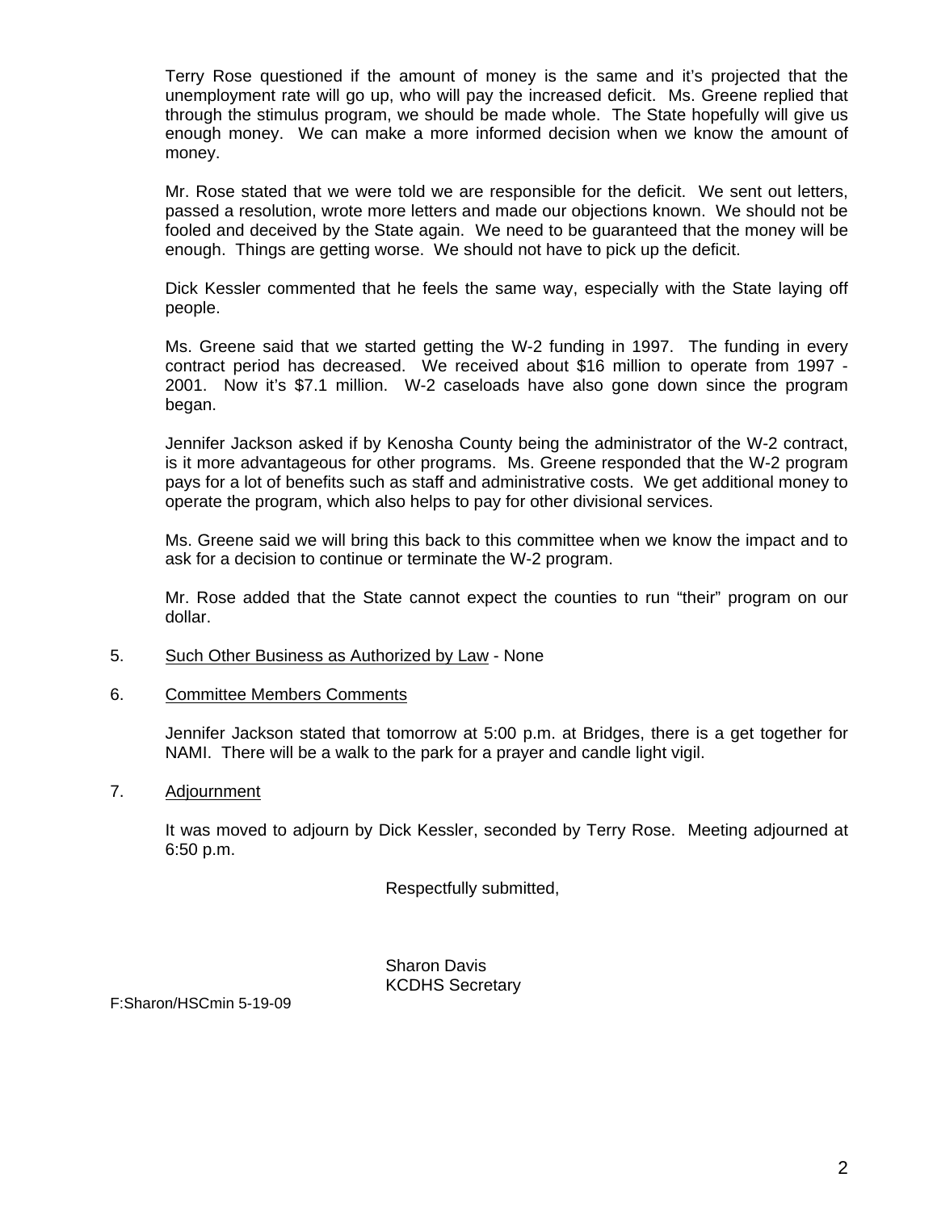Terry Rose questioned if the amount of money is the same and it's projected that the unemployment rate will go up, who will pay the increased deficit. Ms. Greene replied that through the stimulus program, we should be made whole. The State hopefully will give us enough money. We can make a more informed decision when we know the amount of money.

Mr. Rose stated that we were told we are responsible for the deficit. We sent out letters, passed a resolution, wrote more letters and made our objections known. We should not be fooled and deceived by the State again. We need to be guaranteed that the money will be enough. Things are getting worse. We should not have to pick up the deficit.

Dick Kessler commented that he feels the same way, especially with the State laying off people.

Ms. Greene said that we started getting the W-2 funding in 1997. The funding in every contract period has decreased. We received about $16 million to operate from 1997 - 2001. Now it's $7.1 million. W-2 caseloads have also gone down since the program began.

Jennifer Jackson asked if by Kenosha County being the administrator of the W-2 contract, is it more advantageous for other programs. Ms. Greene responded that the W-2 program pays for a lot of benefits such as staff and administrative costs. We get additional money to operate the program, which also helps to pay for other divisional services.

Ms. Greene said we will bring this back to this committee when we know the impact and to ask for a decision to continue or terminate the W-2 program.

Mr. Rose added that the State cannot expect the counties to run "their" program on our dollar.

5. Such Other Business as Authorized by Law - None

6. Committee Members Comments

   Jennifer Jackson stated that tomorrow at 5:00 p.m. at Bridges, there is a get together for NAMI. There will be a walk to the park for a prayer and candle light vigil.

7. Adjournment

   It was moved to adjourn by Dick Kessler, seconded by Terry Rose. Meeting adjourned at 6:50 p.m.

Respectfully submitted,

Sharon Davis
KCDHS Secretary

F:Sharon/HSCmin 5-19-09